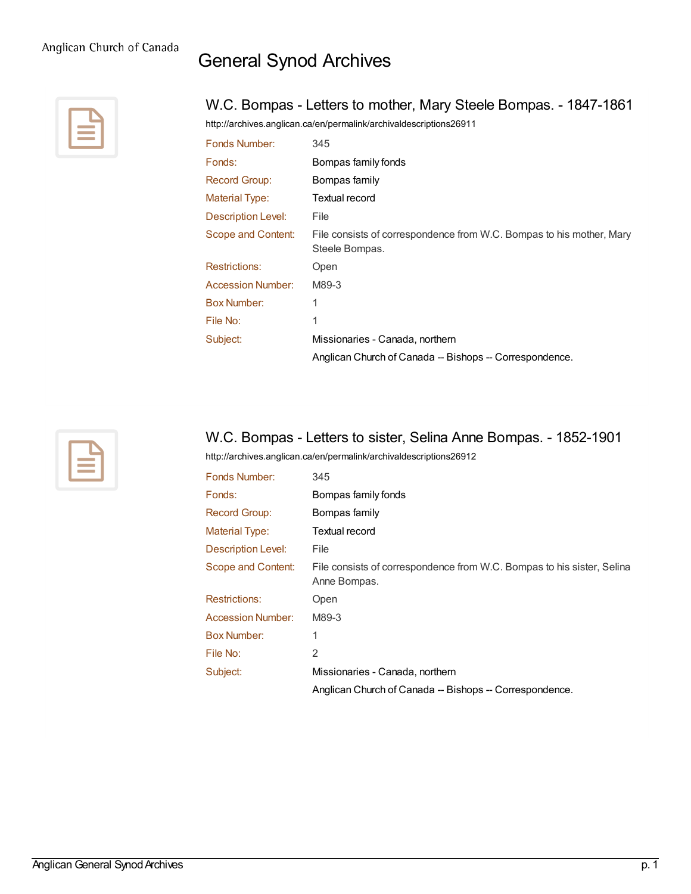# General Synod Archives

## W.C. Bompas - Letters to mother, Mary Steele Bompas. - 1847-1861

http://archives.anglican.ca/en/permalink/archivaldescriptions26911

| | |
|---|---|
| Fonds Number: | 345 |
| Fonds: | Bompas family fonds |
| Record Group: | Bompas family |
| Material Type: | Textual record |
| Description Level: | File |
| Scope and Content: | File consists of correspondence from W.C. Bompas to his mother, Mary Steele Bompas. |
| Restrictions: | Open |
| Accession Number: | M89-3 |
| Box Number: | 1 |
| File No: | 1 |
| Subject: | Missionaries - Canada, northern |
| | Anglican Church of Canada -- Bishops -- Correspondence. |

## W.C. Bompas - Letters to sister, Selina Anne Bompas. - 1852-1901

http://archives.anglican.ca/en/permalink/archivaldescriptions26912

| | |
|---|---|
| Fonds Number: | 345 |
| Fonds: | Bompas family fonds |
| Record Group: | Bompas family |
| Material Type: | Textual record |
| Description Level: | File |
| Scope and Content: | File consists of correspondence from W.C. Bompas to his sister, Selina Anne Bompas. |
| Restrictions: | Open |
| Accession Number: | M89-3 |
| Box Number: | 1 |
| File No: | 2 |
| Subject: | Missionaries - Canada, northern |
| | Anglican Church of Canada -- Bishops -- Correspondence. |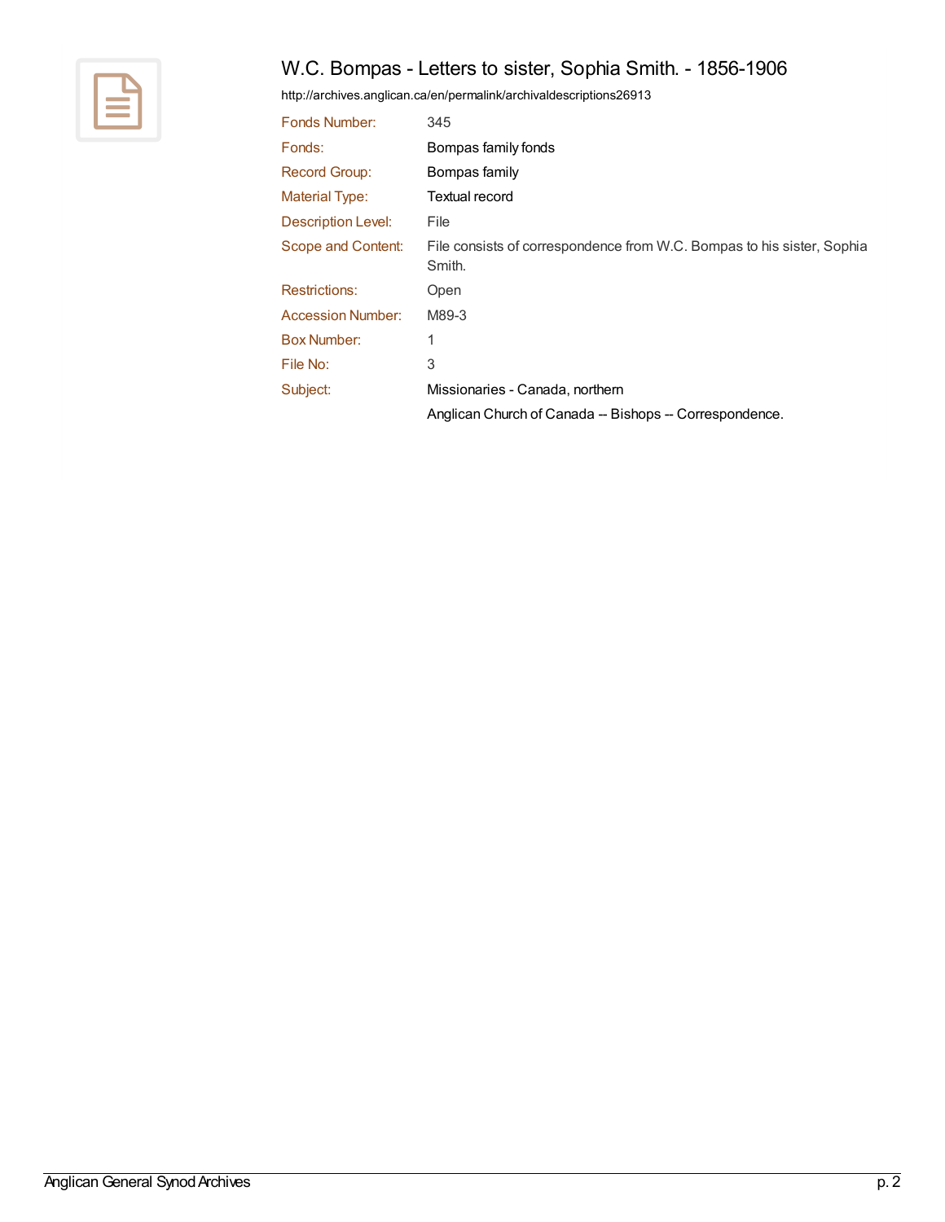# W.C. Bompas - Letters to sister, Sophia Smith. - 1856-1906

http://archives.anglican.ca/en/permalink/archivaldescriptions26913

| | |
|---|---|
| Fonds Number: | 345 |
| Fonds: | Bompas family fonds |
| Record Group: | Bompas family |
| Material Type: | Textual record |
| Description Level: | File |
| Scope and Content: | File consists of correspondence from W.C. Bompas to his sister, Sophia Smith. |
| Restrictions: | Open |
| Accession Number: | M89-3 |
| Box Number: | 1 |
| File No: | 3 |
| Subject: | Missionaries - Canada, northern |
| | Anglican Church of Canada -- Bishops -- Correspondence. |